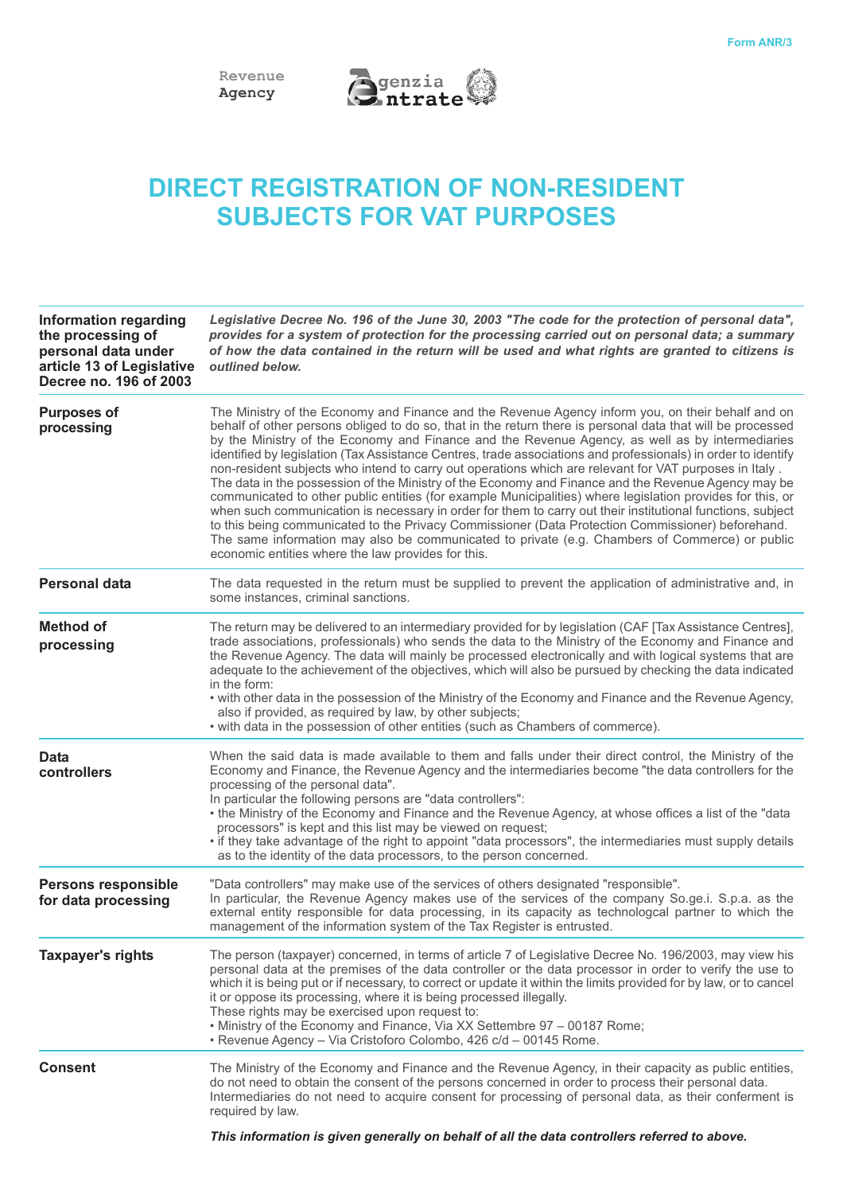Form ANR/3

Revenue Agency

Agenzia Entrate

# DIRECT REGISTRATION OF NON-RESIDENT SUBJECTS FOR VAT PURPOSES

| | |
|---|---|
| **Information regarding the processing of personal data under article 13 of Legislative Decree no. 196 of 2003** | ***Legislative Decree No. 196 of the June 30, 2003 "The code for the protection of personal data", provides for a system of protection for the processing carried out on personal data; a summary of how the data contained in the return will be used and what rights are granted to citizens is outlined below.*** |
| **Purposes of processing** | The Ministry of the Economy and Finance and the Revenue Agency inform you, on their behalf and on behalf of other persons obliged to do so, that in the return there is personal data that will be processed by the Ministry of the Economy and Finance and the Revenue Agency, as well as by intermediaries identified by legislation (Tax Assistance Centres, trade associations and professionals) in order to identify non-resident subjects who intend to carry out operations which are relevant for VAT purposes in Italy .<br>The data in the possession of the Ministry of the Economy and Finance and the Revenue Agency may be communicated to other public entities (for example Municipalities) where legislation provides for this, or when such communication is necessary in order for them to carry out their institutional functions, subject to this being communicated to the Privacy Commissioner (Data Protection Commissioner) beforehand.<br>The same information may also be communicated to private (e.g. Chambers of Commerce) or public economic entities where the law provides for this. |
| **Personal data** | The data requested in the return must be supplied to prevent the application of administrative and, in some instances, criminal sanctions. |
| **Method of processing** | The return may be delivered to an intermediary provided for by legislation (CAF [Tax Assistance Centres], trade associations, professionals) who sends the data to the Ministry of the Economy and Finance and the Revenue Agency. The data will mainly be processed electronically and with logical systems that are adequate to the achievement of the objectives, which will also be pursued by checking the data indicated in the form:<br>• with other data in the possession of the Ministry of the Economy and Finance and the Revenue Agency, also if provided, as required by law, by other subjects;<br>• with data in the possession of other entities (such as Chambers of commerce). |
| **Data controllers** | When the said data is made available to them and falls under their direct control, the Ministry of the Economy and Finance, the Revenue Agency and the intermediaries become "the data controllers for the processing of the personal data".<br>In particular the following persons are "data controllers":<br>• the Ministry of the Economy and Finance and the Revenue Agency, at whose offices a list of the "data processors" is kept and this list may be viewed on request;<br>• if they take advantage of the right to appoint "data processors", the intermediaries must supply details as to the identity of the data processors, to the person concerned. |
| **Persons responsible for data processing** | "Data controllers" may make use of the services of others designated "responsible".<br>In particular, the Revenue Agency makes use of the services of the company So.ge.i. S.p.a. as the external entity responsible for data processing, in its capacity as technologcal partner to which the management of the information system of the Tax Register is entrusted. |
| **Taxpayer's rights** | The person (taxpayer) concerned, in terms of article 7 of Legislative Decree No. 196/2003, may view his personal data at the premises of the data controller or the data processor in order to verify the use to which it is being put or if necessary, to correct or update it within the limits provided for by law, or to cancel it or oppose its processing, where it is being processed illegally.<br>These rights may be exercised upon request to:<br>• Ministry of the Economy and Finance, Via XX Settembre 97 – 00187 Rome;<br>• Revenue Agency – Via Cristoforo Colombo, 426 c/d – 00145 Rome. |
| **Consent** | The Ministry of the Economy and Finance and the Revenue Agency, in their capacity as public entities, do not need to obtain the consent of the persons concerned in order to process their personal data.<br>Intermediaries do not need to acquire consent for processing of personal data, as their conferment is required by law. |

***This information is given generally on behalf of all the data controllers referred to above.***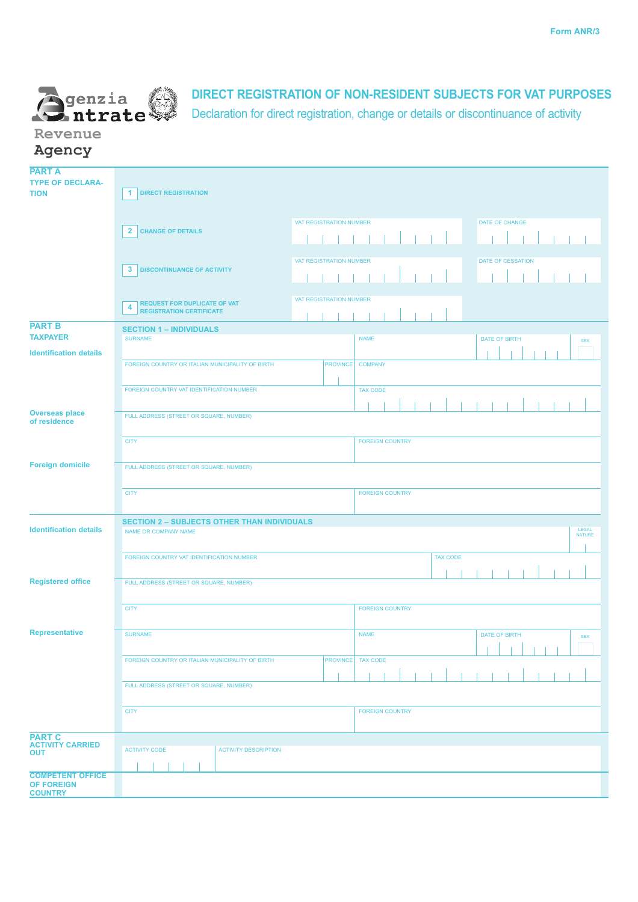Form ANR/3

Agenzia Entrate

Revenue Agency

# DIRECT REGISTRATION OF NON-RESIDENT SUBJECTS FOR VAT PURPOSES

Declaration for direct registration, change or details or discontinuance of activity

## PART A
**TYPE OF DECLARATION**

| | | | |
|---|---|---|---|
| 1 DIRECT REGISTRATION | | | |
| 2 CHANGE OF DETAILS | VAT REGISTRATION NUMBER | DATE OF CHANGE | |
| 3 DISCONTINUANCE OF ACTIVITY | VAT REGISTRATION NUMBER | DATE OF CESSATION | |
| 4 REQUEST FOR DUPLICATE OF VAT REGISTRATION CERTIFICATE | VAT REGISTRATION NUMBER | | |

## PART B
**TAXPAYER**

### SECTION 1 – INDIVIDUALS

**Identification details**

| | | | |
|---|---|---|---|
| SURNAME | NAME | DATE OF BIRTH | SEX |
| FOREIGN COUNTRY OR ITALIAN MUNICIPALITY OF BIRTH | PROVINCE | COMPANY | |
| FOREIGN COUNTRY VAT IDENTIFICATION NUMBER | TAX CODE | | |

**Overseas place of residence**

| | |
|---|---|
| FULL ADDRESS (STREET OR SQUARE, NUMBER) | |
| CITY | FOREIGN COUNTRY |

**Foreign domicile**

| | |
|---|---|
| FULL ADDRESS (STREET OR SQUARE, NUMBER) | |
| CITY | FOREIGN COUNTRY |

### SECTION 2 – SUBJECTS OTHER THAN INDIVIDUALS

**Identification details**

| | |
|---|---|
| NAME OR COMPANY NAME | LEGAL NATURE |
| FOREIGN COUNTRY VAT IDENTIFICATION NUMBER | TAX CODE |

**Registered office**

| | |
|---|---|
| FULL ADDRESS (STREET OR SQUARE, NUMBER) | |
| CITY | FOREIGN COUNTRY |

**Representative**

| | | | |
|---|---|---|---|
| SURNAME | NAME | DATE OF BIRTH | SEX |
| FOREIGN COUNTRY OR ITALIAN MUNICIPALITY OF BIRTH | PROVINCE | TAX CODE | |
| FULL ADDRESS (STREET OR SQUARE, NUMBER) | | | |
| CITY | FOREIGN COUNTRY | | |

## PART C
**ACTIVITY CARRIED OUT**

| | |
|---|---|
| ACTIVITY CODE | ACTIVITY DESCRIPTION |

**COMPETENT OFFICE OF FOREIGN COUNTRY**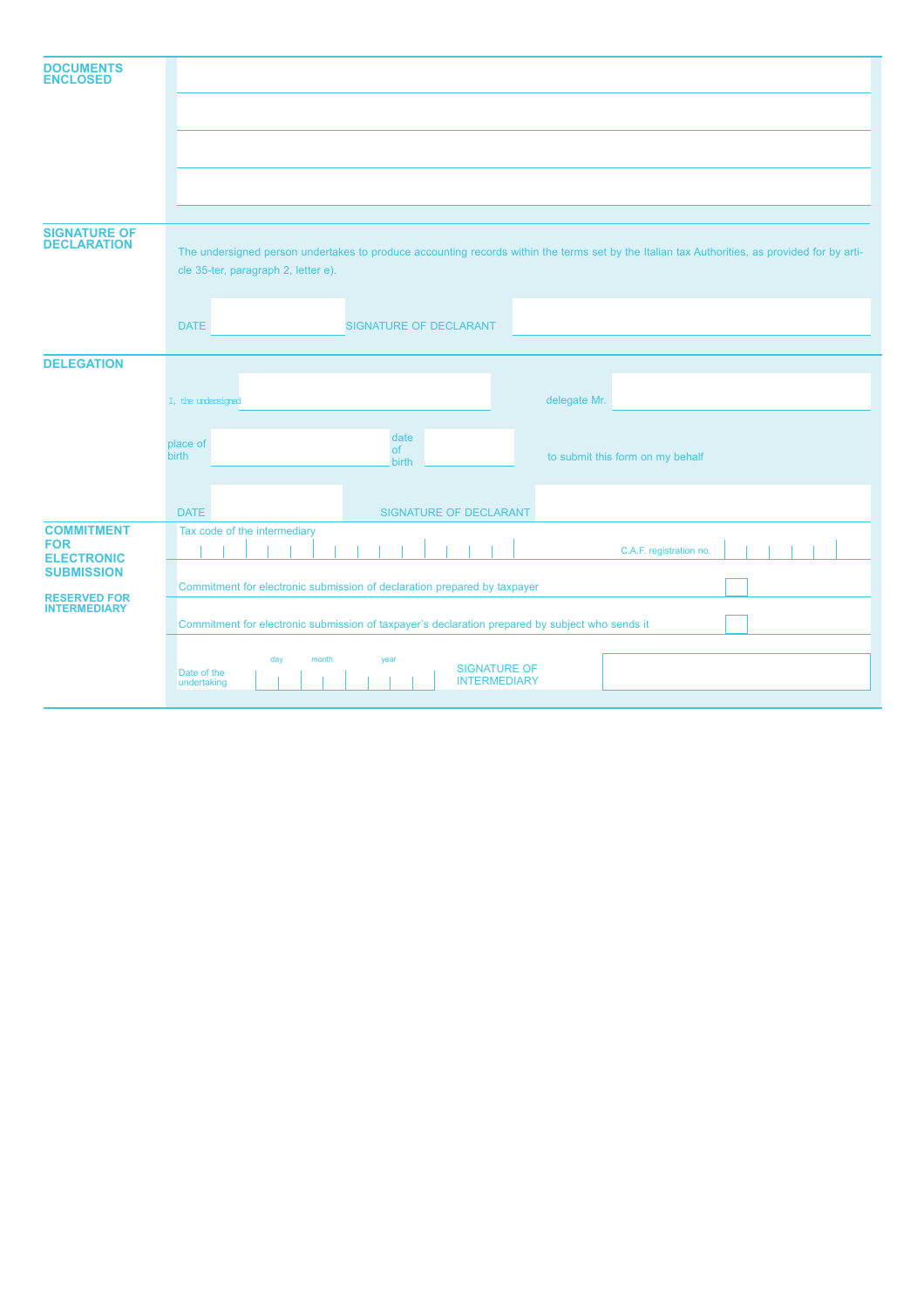## DOCUMENTS ENCLOSED

| |
|---|
| |
| |
| |
| |

## SIGNATURE OF DECLARATION

The undersigned person undertakes to produce accounting records within the terms set by the Italian tax Authorities, as provided for by article 35-ter, paragraph 2, letter e).

DATE ________ SIGNATURE OF DECLARANT ________

## DELEGATION

I, the undersigned ________ delegate Mr. ________

place of birth ________ date of birth ________ to submit this form on my behalf

DATE ________ SIGNATURE OF DECLARANT ________

## COMMITMENT FOR ELECTRONIC SUBMISSION

**RESERVED FOR INTERMEDIARY**

Tax code of the intermediary ________ C.A.F. registration no. ________

Commitment for electronic submission of declaration prepared by taxpayer ☐

Commitment for electronic submission of taxpayer's declaration prepared by subject who sends it ☐

Date of the undertaking: day ____ month ____ year ____ SIGNATURE OF INTERMEDIARY ________